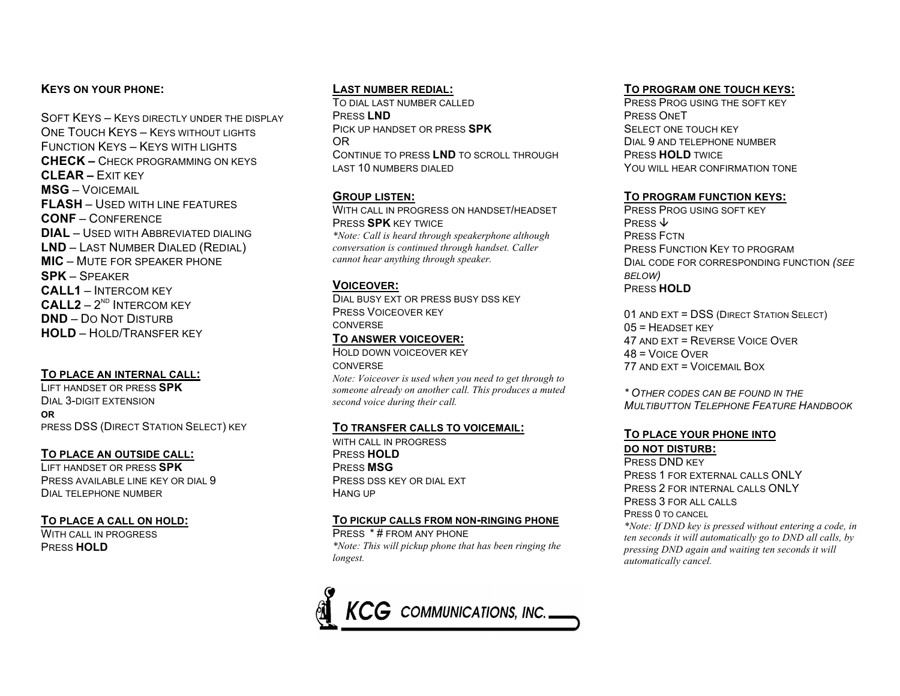### Keys on your phone:

Soft Keys – Keys directly under the display
One Touch Keys – Keys without lights
Function Keys – Keys with lights
**CHECK –** Check programming on keys
**CLEAR –** Exit key
**MSG** – Voicemail
**FLASH** – Used with line features
**CONF** – Conference
**DIAL** – Used with Abbreviated dialing
**LND** – Last Number Dialed (Redial)
**MIC** – Mute for speaker phone
**SPK** – Speaker
**CALL1** – Intercom key
**CALL2** – 2[nd] Intercom key
**DND** – Do Not Disturb
**HOLD** – Hold/Transfer key

### To place an internal call:

Lift handset or press **SPK**
Dial 3-digit extension
**or**
press DSS (Direct Station Select) key

### To place an outside call:

Lift handset or press **SPK**
Press available line key or dial 9
Dial telephone number

### To place a call on hold:

With call in progress
Press **HOLD**

### Last number redial:

To dial last number called
Press **LND**
Pick up handset or press **SPK**
OR
Continue to press **LND** to scroll through last 10 numbers dialed

### Group listen:

With call in progress on handset/headset
Press **SPK** key twice
*\*Note: Call is heard through speakerphone although conversation is continued through handset. Caller cannot hear anything through speaker.*

### Voiceover:

Dial busy ext or press busy DSS key
Press Voiceover key
converse

### To answer voiceover:

Hold down voiceover key
converse
*Note: Voiceover is used when you need to get through to someone already on another call. This produces a muted second voice during their call.*

### To transfer calls to voicemail:

with call in progress
Press **HOLD**
Press **MSG**
Press DSS key or dial ext
Hang up

### To pickup calls from non-ringing phone

Press * # from any phone
*\*Note: This will pickup phone that has been ringing the longest.*

### To program one touch keys:

Press Prog using the soft key
Press OneT
Select one touch key
Dial 9 and telephone number
Press **HOLD** twice
You will hear confirmation tone

### To program function keys:

Press Prog using soft key
Press ↓
Press Fctn
Press Function Key to program
Dial code for corresponding function *(see below)*
Press **HOLD**

01 and ext = DSS (Direct Station Select)
05 = Headset key
47 and ext = Reverse Voice Over
48 = Voice Over
77 and ext = Voicemail Box

*\* Other codes can be found in the Multibutton Telephone Feature Handbook*

### To place your phone into do not disturb:

Press DND key
Press 1 for external calls ONLY
Press 2 for internal calls ONLY
Press 3 for all calls
Press 0 to cancel
*\*Note: If DND key is pressed without entering a code, in ten seconds it will automatically go to DND all calls, by pressing DND again and waiting ten seconds it will automatically cancel.*

KCG COMMUNICATIONS, INC.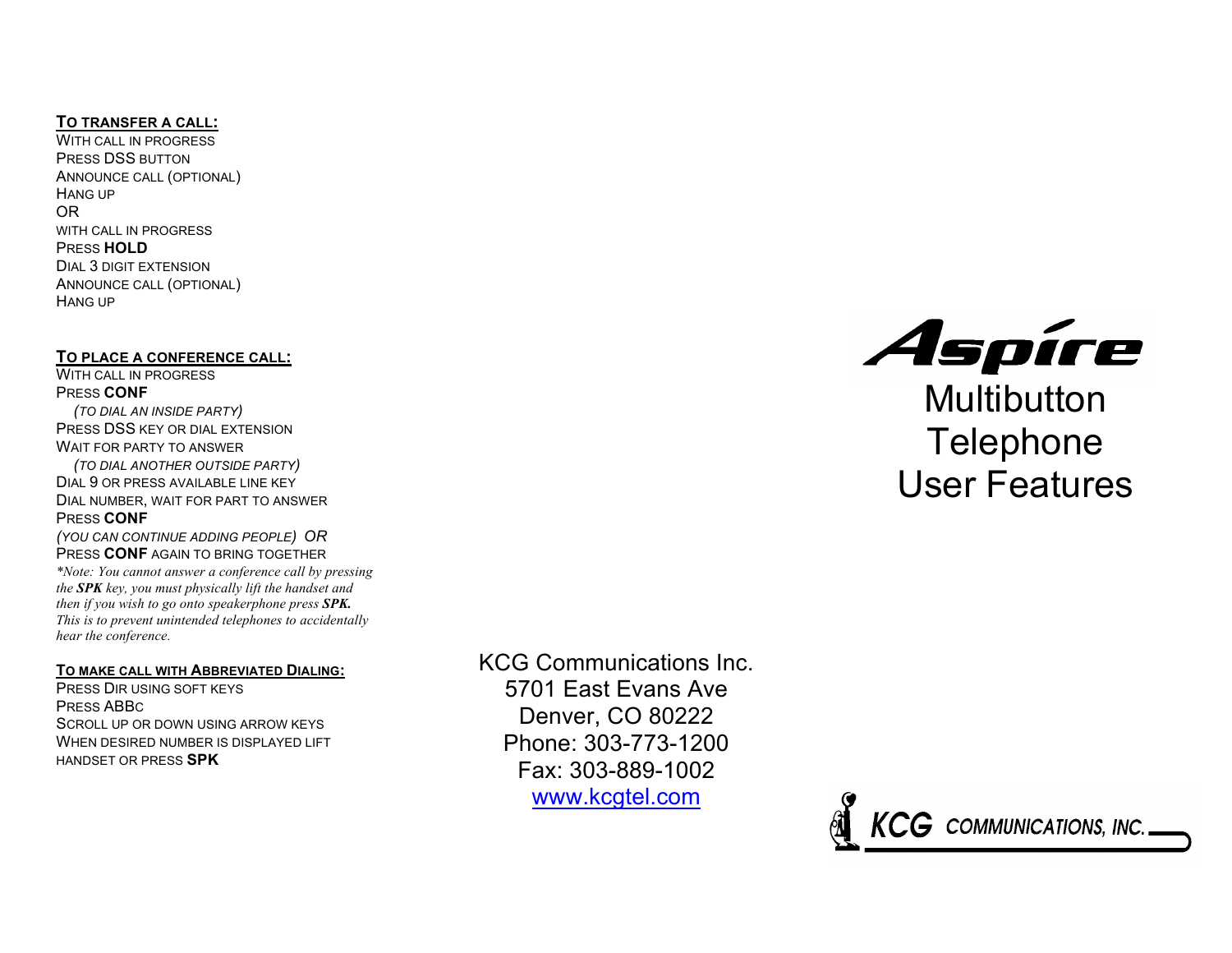## To transfer a call:

With call in progress
Press DSS button
Announce call (optional)
Hang up
OR
with call in progress
Press **HOLD**
Dial 3 digit extension
Announce call (optional)
Hang up

## To place a conference call:

With call in progress
Press **CONF**
*(to dial an inside party)*
Press DSS key or dial extension
Wait for party to answer
*(to dial another outside party)*
Dial 9 or press available line key
Dial number, wait for part to answer
Press **CONF**
*(you can continue adding people)* OR
Press **CONF** again to bring together

*\*Note: You cannot answer a conference call by pressing the **SPK** key, you must physically lift the handset and then if you wish to go onto speakerphone press **SPK.** This is to prevent unintended telephones to accidentally hear the conference.*

## To make call with Abbreviated Dialing:

Press Dir using soft keys
Press ABBc
Scroll up or down using arrow keys
When desired number is displayed lift handset or press **SPK**

KCG Communications Inc.
5701 East Evans Ave
Denver, CO 80222
Phone: 303-773-1200
Fax: 303-889-1002
www.kcgtel.com

# Aspire

# Multibutton Telephone User Features

KCG COMMUNICATIONS, INC.